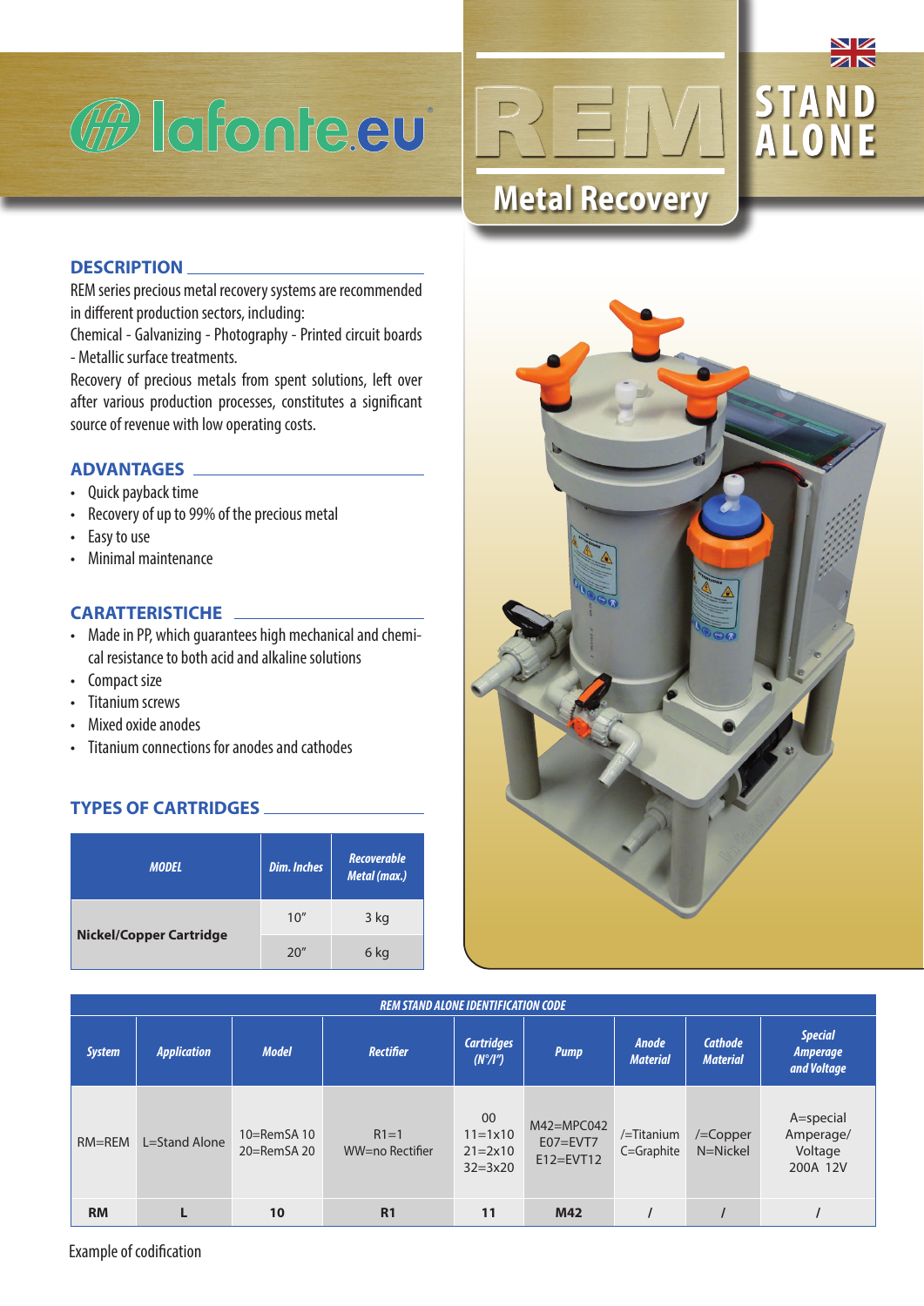lafonte.eu

# REM Metal Recovery

# STAND ALONE

## DESCRIPTION

REM series precious metal recovery systems are recommended in different production sectors, including:
Chemical - Galvanizing - Photography - Printed circuit boards - Metallic surface treatments.
Recovery of precious metals from spent solutions, left over after various production processes, constitutes a significant source of revenue with low operating costs.

## ADVANTAGES

- Quick payback time
- Recovery of up to 99% of the precious metal
- Easy to use
- Minimal maintenance

## CARATTERISTICHE

- Made in PP, which guarantees high mechanical and chemical resistance to both acid and alkaline solutions
- Compact size
- Titanium screws
- Mixed oxide anodes
- Titanium connections for anodes and cathodes

## TYPES OF CARTRIDGES

| MODEL | Dim. Inches | Recoverable Metal (max.) |
|---|---|---|
| Nickel/Copper Cartridge | 10" | 3 kg |
| | 20" | 6 kg |

| REM STAND ALONE IDENTIFICATION CODE | | | | | | | | |
|---|---|---|---|---|---|---|---|---|
| System | Application | Model | Rectifier | Cartridges (N°/I") | Pump | Anode Material | Cathode Material | Special Amperage and Voltage |
| RM=REM | L=Stand Alone | 10=RemSA 10<br>20=RemSA 20 | R1=1<br>WW=no Rectifier | 00<br>11=1x10<br>21=2x10<br>32=3x20 | M42=MPC042<br>E07=EVT7<br>E12=EVT12 | /=Titanium<br>C=Graphite | /=Copper<br>N=Nickel | A=special Amperage/ Voltage<br>200A 12V |
| **RM** | **L** | **10** | **R1** | **11** | **M42** | **/** | **/** | **/** |

Example of codification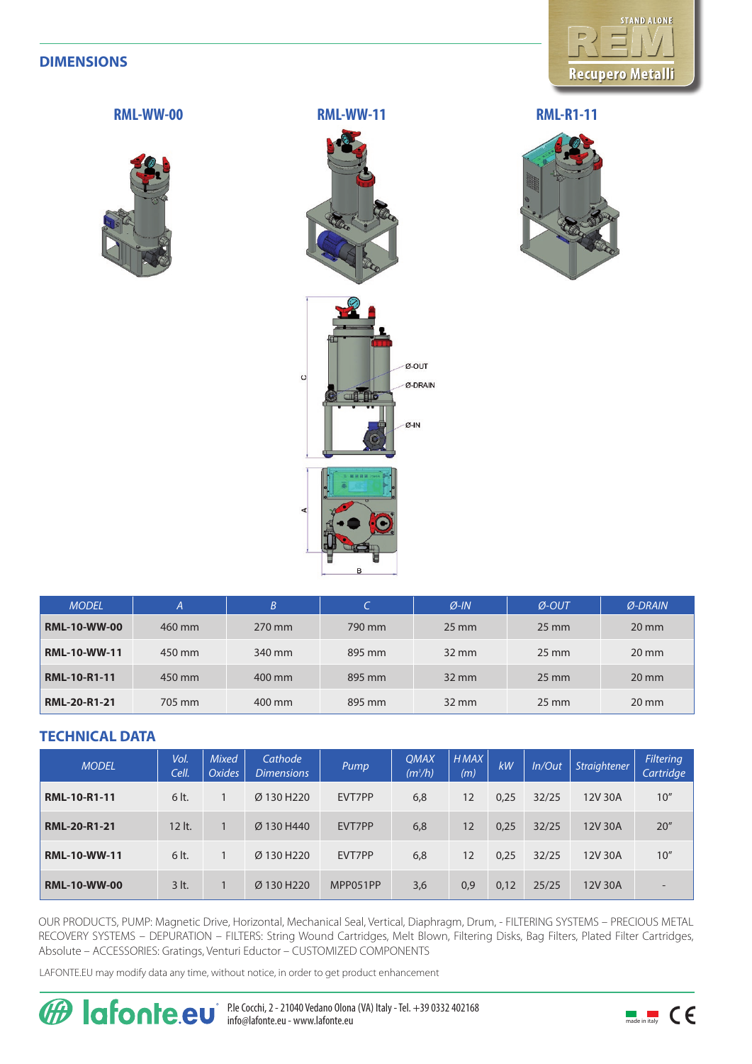## DIMENSIONS

RML-WW-00

RML-WW-11

RML-R1-11

C

Ø-OUT

Ø-DRAIN

Ø-IN

A

B

| MODEL | A | B | C | Ø-IN | Ø-OUT | Ø-DRAIN |
|---|---|---|---|---|---|---|
| **RML-10-WW-00** | 460 mm | 270 mm | 790 mm | 25 mm | 25 mm | 20 mm |
| **RML-10-WW-11** | 450 mm | 340 mm | 895 mm | 32 mm | 25 mm | 20 mm |
| **RML-10-R1-11** | 450 mm | 400 mm | 895 mm | 32 mm | 25 mm | 20 mm |
| **RML-20-R1-21** | 705 mm | 400 mm | 895 mm | 32 mm | 25 mm | 20 mm |

## TECHNICAL DATA

| MODEL | Vol. Cell. | Mixed Oxides | Cathode Dimensions | Pump | QMAX ($m^3/h$) | H MAX (m) | kW | In/Out | Straightener | Filtering Cartridge |
|---|---|---|---|---|---|---|---|---|---|---|
| **RML-10-R1-11** | 6 lt. | 1 | Ø 130 H220 | EVT7PP | 6,8 | 12 | 0,25 | 32/25 | 12V 30A | 10″ |
| **RML-20-R1-21** | 12 lt. | 1 | Ø 130 H440 | EVT7PP | 6,8 | 12 | 0,25 | 32/25 | 12V 30A | 20″ |
| **RML-10-WW-11** | 6 lt. | 1 | Ø 130 H220 | EVT7PP | 6,8 | 12 | 0,25 | 32/25 | 12V 30A | 10″ |
| **RML-10-WW-00** | 3 lt. | 1 | Ø 130 H220 | MPP051PP | 3,6 | 0,9 | 0,12 | 25/25 | 12V 30A | - |

OUR PRODUCTS, PUMP: Magnetic Drive, Horizontal, Mechanical Seal, Vertical, Diaphragm, Drum, - FILTERING SYSTEMS – PRECIOUS METAL RECOVERY SYSTEMS – DEPURATION – FILTERS: String Wound Cartridges, Melt Blown, Filtering Disks, Bag Filters, Plated Filter Cartridges, Absolute – ACCESSORIES: Gratings, Venturi Eductor – CUSTOMIZED COMPONENTS

LAFONTE.EU may modify data any time, without notice, in order to get product enhancement

lafonte.eu P.le Cocchi, 2 - 21040 Vedano Olona (VA) Italy - Tel. +39 0332 402168
info@lafonte.eu - www.lafonte.eu

made in italy